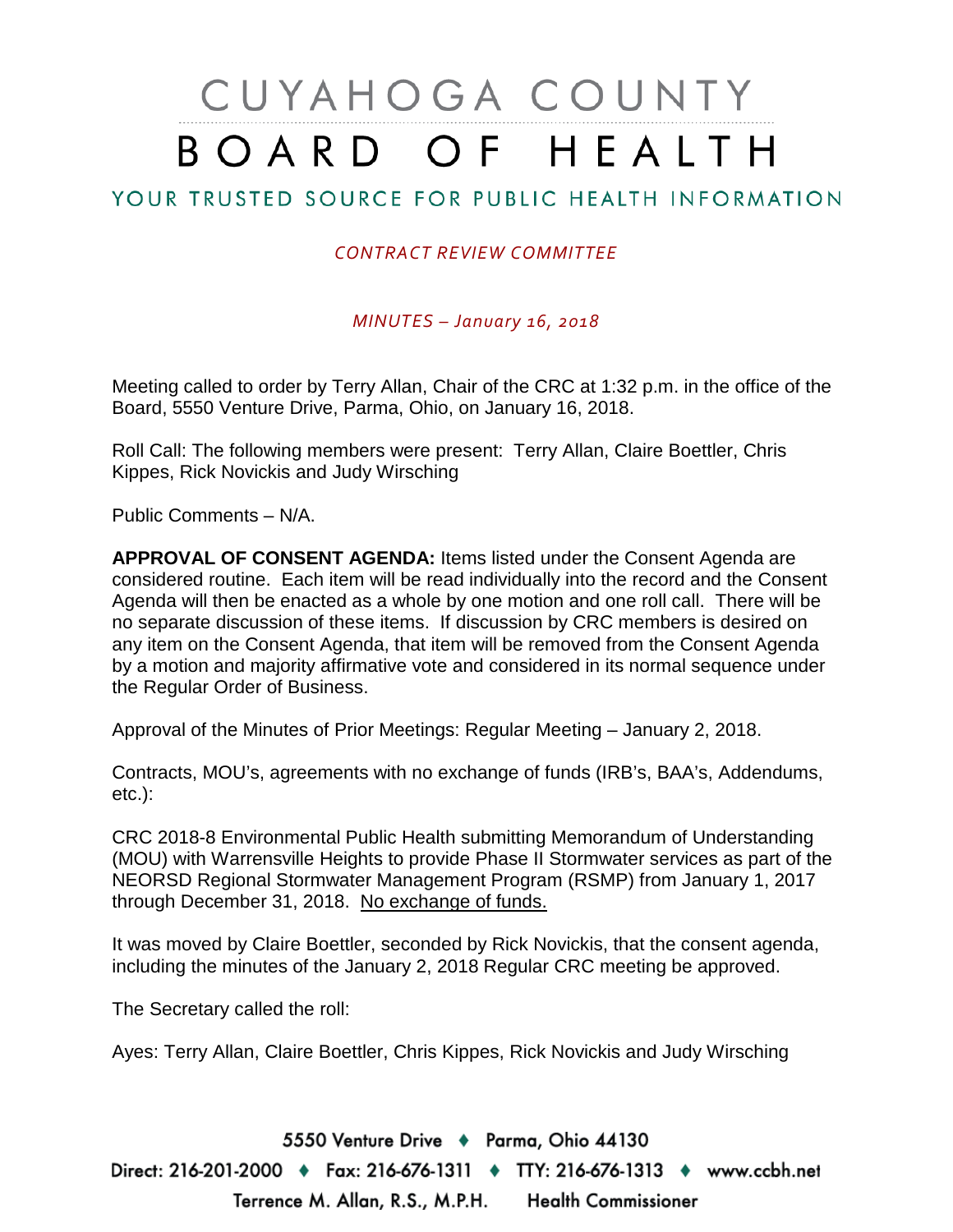# CUYAHOGA COUNTY BOARD OF HEALTH

YOUR TRUSTED SOURCE FOR PUBLIC HEALTH INFORMATION

*CONTRACT REVIEW COMMITTEE*

*MINUTES – January 16, 2018*

Meeting called to order by Terry Allan, Chair of the CRC at 1:32 p.m. in the office of the Board, 5550 Venture Drive, Parma, Ohio, on January 16, 2018.

Roll Call: The following members were present: Terry Allan, Claire Boettler, Chris Kippes, Rick Novickis and Judy Wirsching

Public Comments – N/A.

**APPROVAL OF CONSENT AGENDA:** Items listed under the Consent Agenda are considered routine. Each item will be read individually into the record and the Consent Agenda will then be enacted as a whole by one motion and one roll call. There will be no separate discussion of these items. If discussion by CRC members is desired on any item on the Consent Agenda, that item will be removed from the Consent Agenda by a motion and majority affirmative vote and considered in its normal sequence under the Regular Order of Business.

Approval of the Minutes of Prior Meetings: Regular Meeting – January 2, 2018.

Contracts, MOU's, agreements with no exchange of funds (IRB's, BAA's, Addendums, etc.):

CRC 2018-8 Environmental Public Health submitting Memorandum of Understanding (MOU) with Warrensville Heights to provide Phase II Stormwater services as part of the NEORSD Regional Stormwater Management Program (RSMP) from January 1, 2017 through December 31, 2018. No exchange of funds.

It was moved by Claire Boettler, seconded by Rick Novickis, that the consent agenda, including the minutes of the January 2, 2018 Regular CRC meeting be approved.

The Secretary called the roll:

Ayes: Terry Allan, Claire Boettler, Chris Kippes, Rick Novickis and Judy Wirsching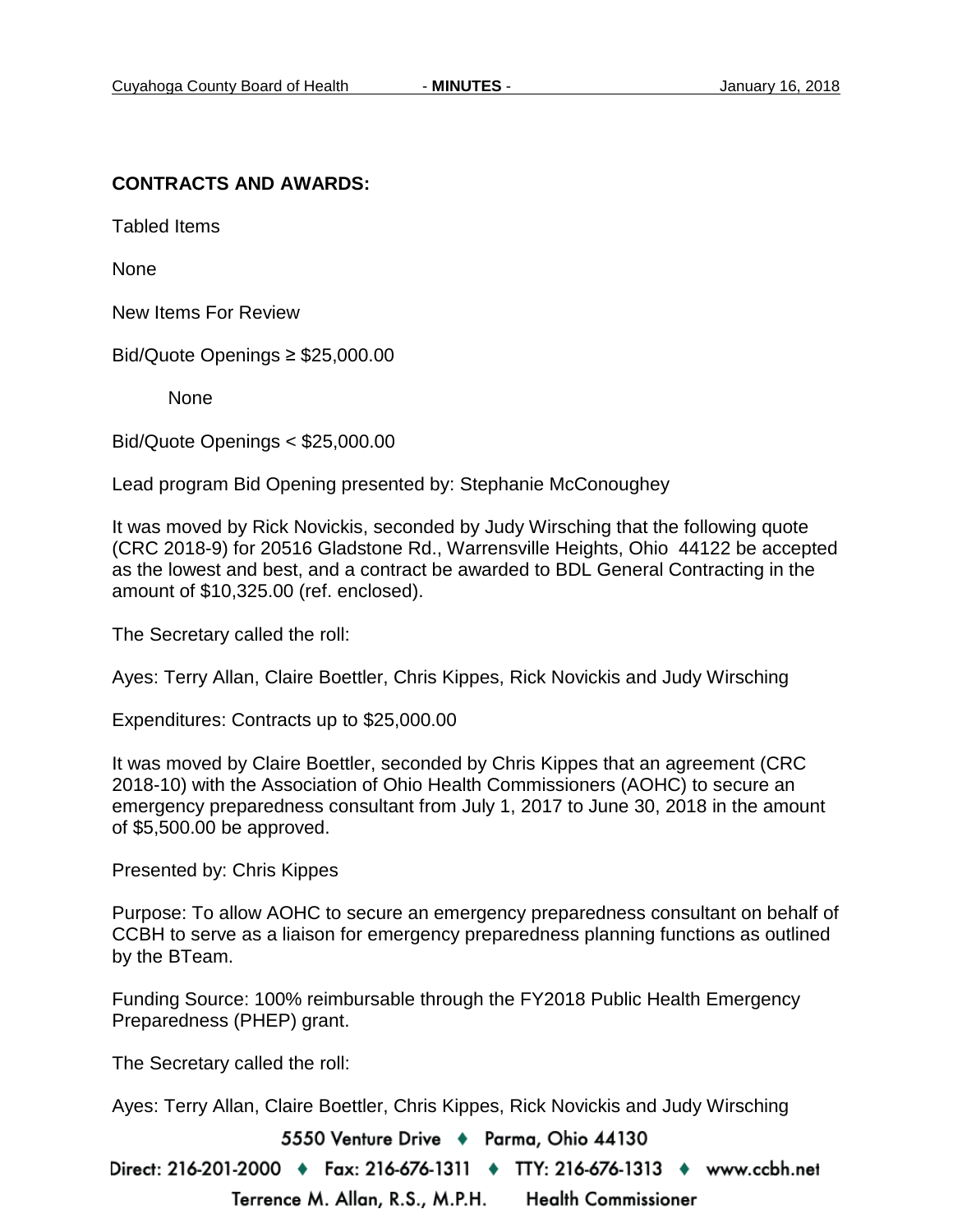**CONTRACTS AND AWARDS:**

Tabled Items

None

New Items For Review

Bid/Quote Openings ≥ $25,000.00

None

Bid/Quote Openings < $25,000.00

Lead program Bid Opening presented by: Stephanie McConoughey

It was moved by Rick Novickis, seconded by Judy Wirsching that the following quote (CRC 2018-9) for 20516 Gladstone Rd., Warrensville Heights, Ohio 44122 be accepted as the lowest and best, and a contract be awarded to BDL General Contracting in the amount of $10,325.00 (ref. enclosed).

The Secretary called the roll:

Ayes: Terry Allan, Claire Boettler, Chris Kippes, Rick Novickis and Judy Wirsching

Expenditures: Contracts up to $25,000.00

It was moved by Claire Boettler, seconded by Chris Kippes that an agreement (CRC 2018-10) with the Association of Ohio Health Commissioners (AOHC) to secure an emergency preparedness consultant from July 1, 2017 to June 30, 2018 in the amount of $5,500.00 be approved.

Presented by: Chris Kippes

Purpose: To allow AOHC to secure an emergency preparedness consultant on behalf of CCBH to serve as a liaison for emergency preparedness planning functions as outlined by the BTeam.

Funding Source: 100% reimbursable through the FY2018 Public Health Emergency Preparedness (PHEP) grant.

The Secretary called the roll:

Ayes: Terry Allan, Claire Boettler, Chris Kippes, Rick Novickis and Judy Wirsching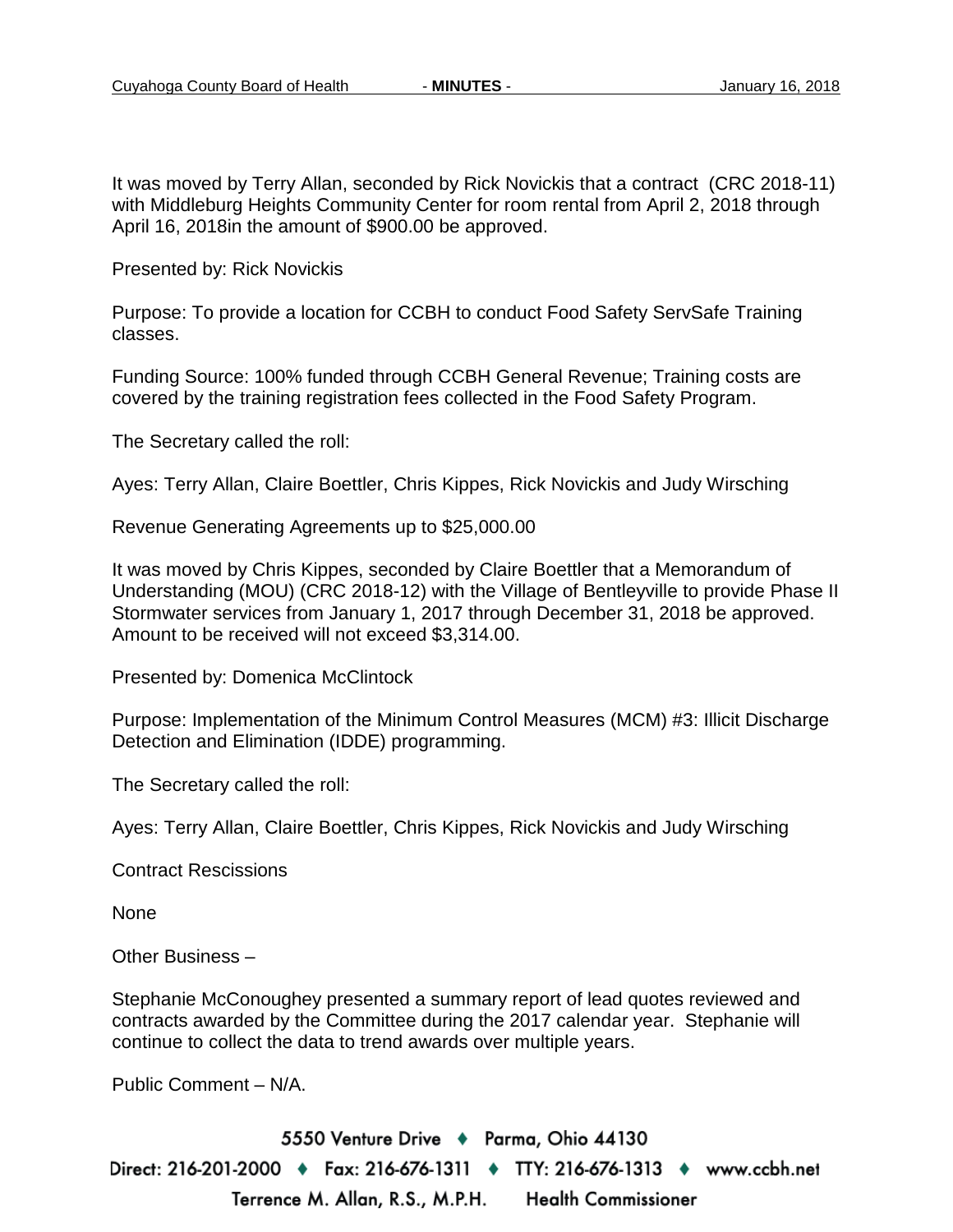It was moved by Terry Allan, seconded by Rick Novickis that a contract (CRC 2018-11) with Middleburg Heights Community Center for room rental from April 2, 2018 through April 16, 2018in the amount of $900.00 be approved.

Presented by: Rick Novickis

Purpose: To provide a location for CCBH to conduct Food Safety ServSafe Training classes.

Funding Source: 100% funded through CCBH General Revenue; Training costs are covered by the training registration fees collected in the Food Safety Program.

The Secretary called the roll:

Ayes: Terry Allan, Claire Boettler, Chris Kippes, Rick Novickis and Judy Wirsching

Revenue Generating Agreements up to $25,000.00

It was moved by Chris Kippes, seconded by Claire Boettler that a Memorandum of Understanding (MOU) (CRC 2018-12) with the Village of Bentleyville to provide Phase II Stormwater services from January 1, 2017 through December 31, 2018 be approved. Amount to be received will not exceed $3,314.00.

Presented by: Domenica McClintock

Purpose: Implementation of the Minimum Control Measures (MCM) #3: Illicit Discharge Detection and Elimination (IDDE) programming.

The Secretary called the roll:

Ayes: Terry Allan, Claire Boettler, Chris Kippes, Rick Novickis and Judy Wirsching

Contract Rescissions

None

Other Business –

Stephanie McConoughey presented a summary report of lead quotes reviewed and contracts awarded by the Committee during the 2017 calendar year. Stephanie will continue to collect the data to trend awards over multiple years.

Public Comment – N/A.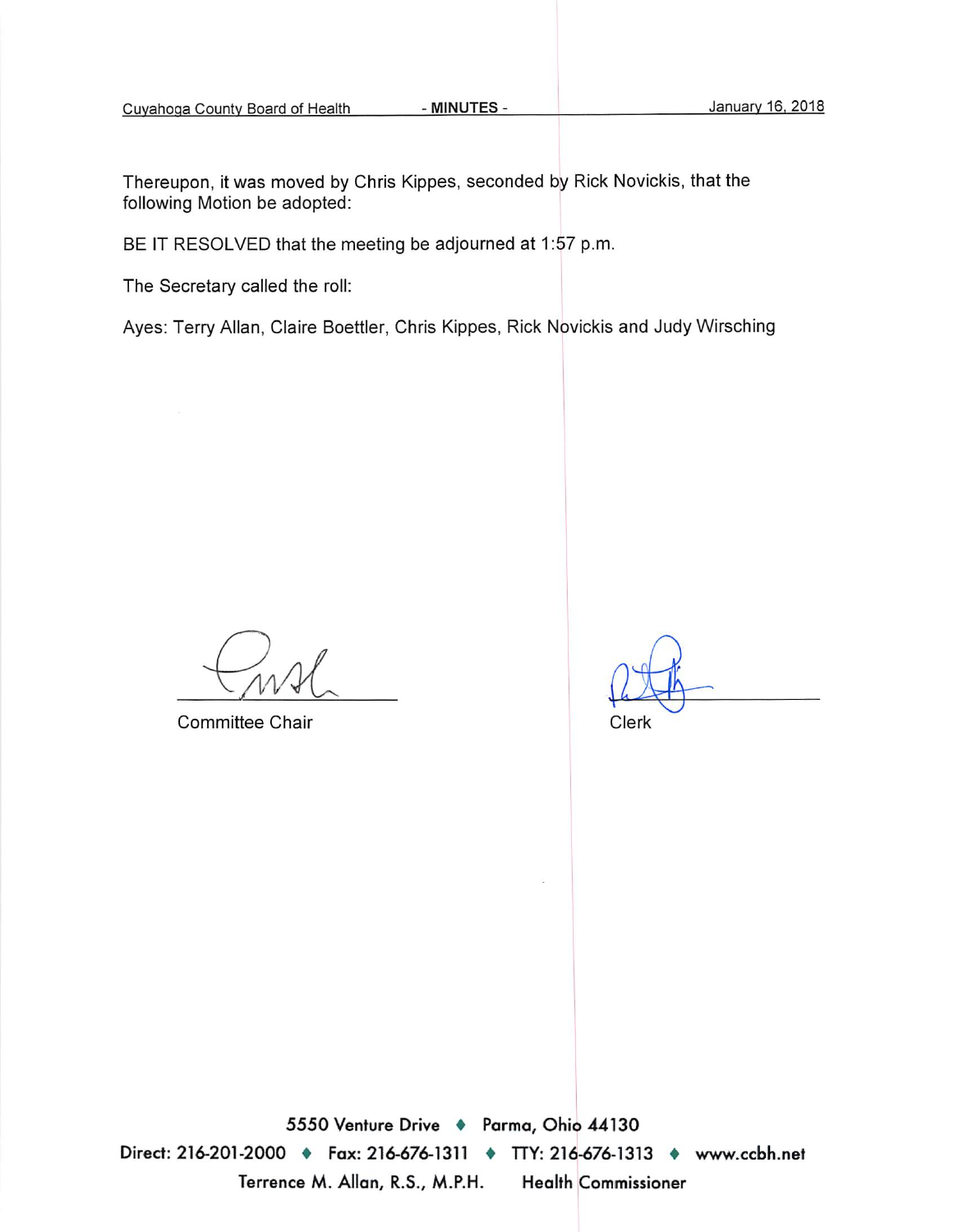Thereupon, it was moved by Chris Kippes, seconded by Rick Novickis, that the following Motion be adopted:

BE IT RESOLVED that the meeting be adjourned at 1:57 p.m.

The Secretary called the roll:

Ayes: Terry Allan, Claire Boettler, Chris Kippes, Rick Novickis and Judy Wirsching

Committee Chair

Clerk

5550 Venture Drive ♦ Parma, Ohio 44130

Direct: 216-201-2000 ♦ Fax: 216-676-1311 ♦ TTY: 216-676-1313 ♦ www.ccbh.net

Terrence M. Allan, R.S., M.P.H. Health Commissioner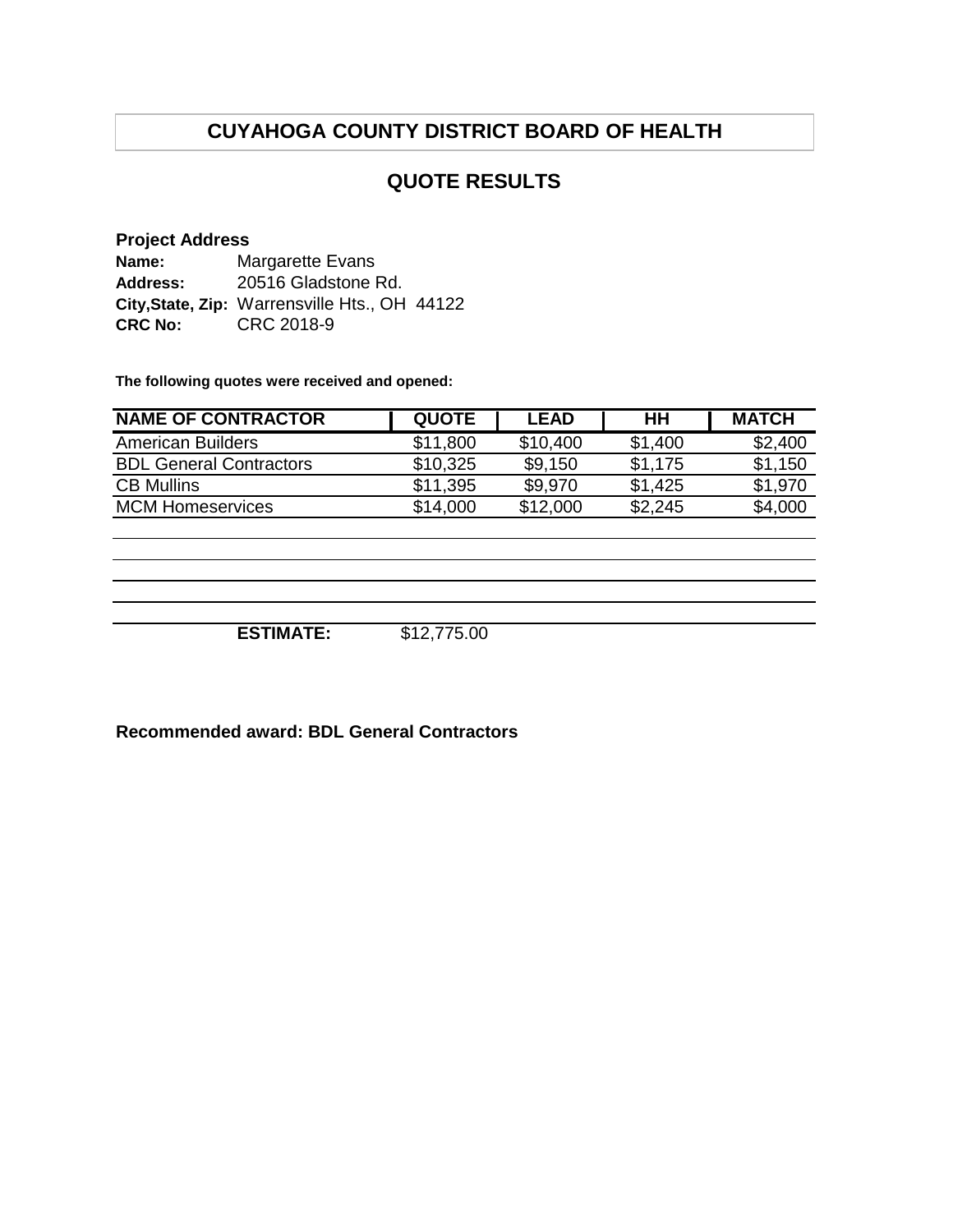# CUYAHOGA COUNTY DISTRICT BOARD OF HEALTH

## QUOTE RESULTS

**Project Address**

**Name:** Margarette Evans
**Address:** 20516 Gladstone Rd.
**City,State, Zip:** Warrensville Hts., OH 44122
**CRC No:** CRC 2018-9

**The following quotes were received and opened:**

| NAME OF CONTRACTOR | QUOTE | LEAD | HH | MATCH |
|---|---|---|---|---|
| American Builders | $11,800 | $10,400 | $1,400 | $2,400 |
| BDL General Contractors | $10,325 | $9,150 | $1,175 | $1,150 |
| CB Mullins | $11,395 | $9,970 | $1,425 | $1,970 |
| MCM Homeservices | $14,000 | $12,000 | $2,245 | $4,000 |

**ESTIMATE:** $12,775.00

**Recommended award: BDL General Contractors**